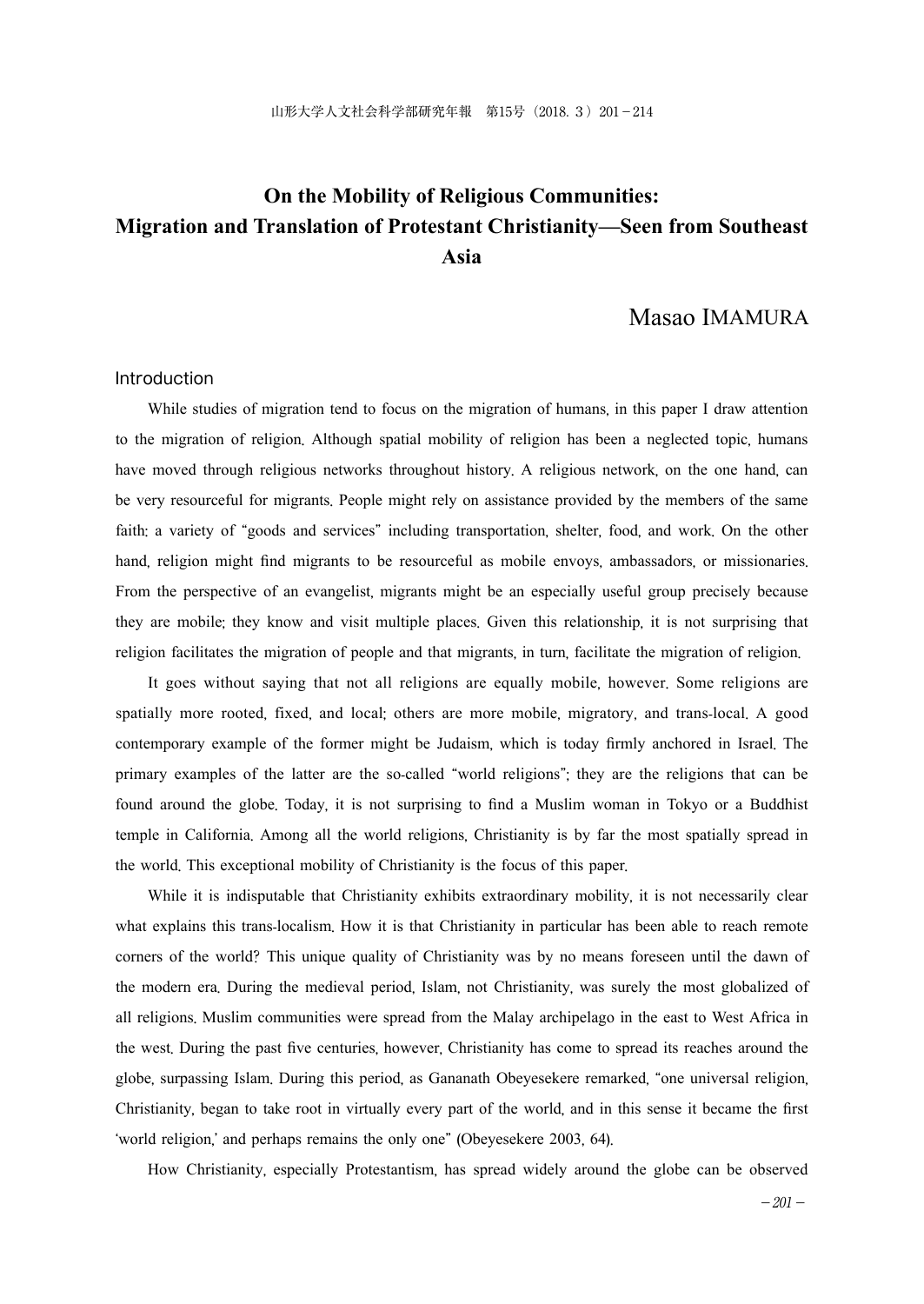# On the Mobility of Religious Communities: Migration and Translation of Protestant Christianity—Seen from Southeast Asia

Masao IMAMURA

## Introduction

While studies of migration tend to focus on the migration of humans, in this paper I draw attention to the migration of religion. Although spatial mobility of religion has been a neglected topic, humans have moved through religious networks throughout history. A religious network, on the one hand, can be very resourceful for migrants. People might rely on assistance provided by the members of the same faith: a variety of "goods and services" including transportation, shelter, food, and work. On the other hand, religion might find migrants to be resourceful as mobile envoys, ambassadors, or missionaries. From the perspective of an evangelist, migrants might be an especially useful group precisely because they are mobile; they know and visit multiple places. Given this relationship, it is not surprising that religion facilitates the migration of people and that migrants, in turn, facilitate the migration of religion.

It goes without saying that not all religions are equally mobile, however. Some religions are spatially more rooted, fixed, and local; others are more mobile, migratory, and trans-local. A good contemporary example of the former might be Judaism, which is today firmly anchored in Israel. The primary examples of the latter are the so-called "world religions"; they are the religions that can be found around the globe. Today, it is not surprising to find a Muslim woman in Tokyo or a Buddhist temple in California. Among all the world religions, Christianity is by far the most spatially spread in the world. This exceptional mobility of Christianity is the focus of this paper.

While it is indisputable that Christianity exhibits extraordinary mobility, it is not necessarily clear what explains this trans-localism. How it is that Christianity in particular has been able to reach remote corners of the world? This unique quality of Christianity was by no means foreseen until the dawn of the modern era. During the medieval period, Islam, not Christianity, was surely the most globalized of all religions. Muslim communities were spread from the Malay archipelago in the east to West Africa in the west. During the past five centuries, however, Christianity has come to spread its reaches around the globe, surpassing Islam. During this period, as Gananath Obeyesekere remarked, "one universal religion, Christianity, began to take root in virtually every part of the world, and in this sense it became the first 'world religion,' and perhaps remains the only one" (Obeyesekere 2003, 64).

How Christianity, especially Protestantism, has spread widely around the globe can be observed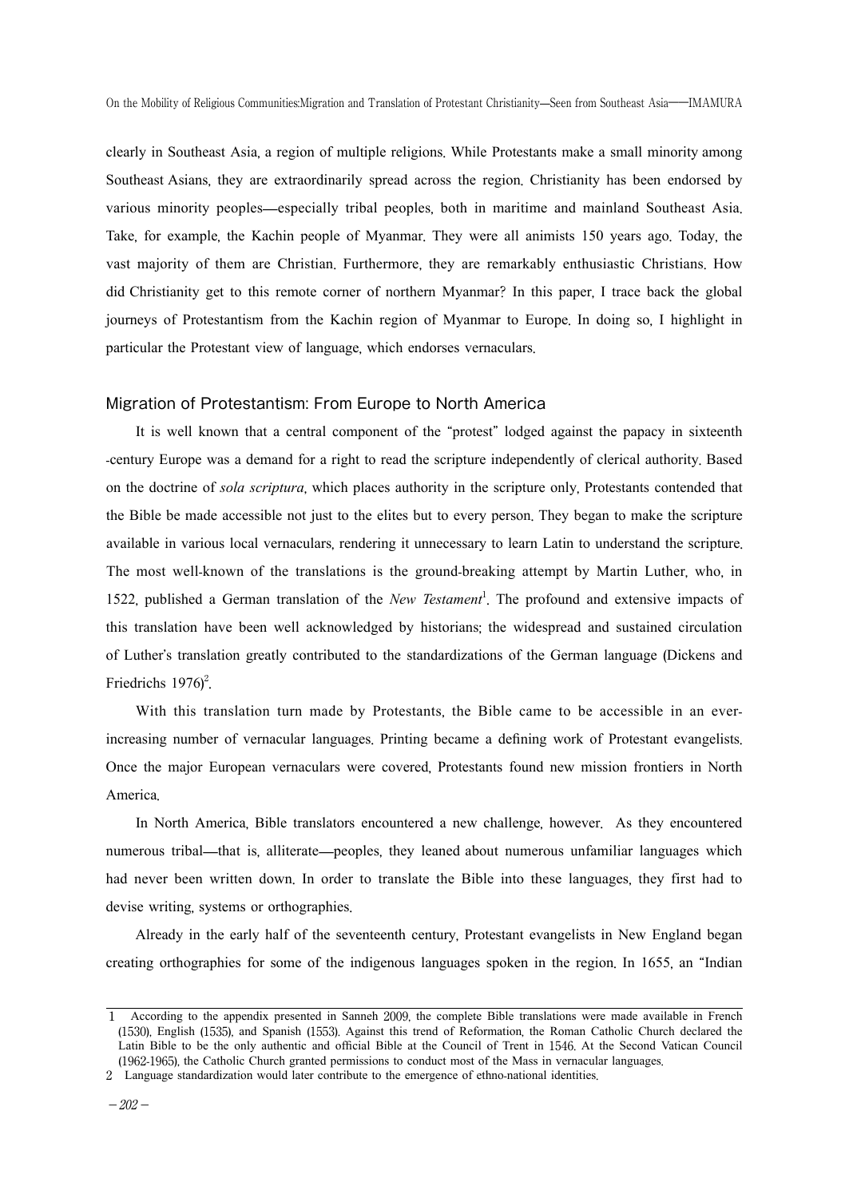clearly in Southeast Asia, a region of multiple religions. While Protestants make a small minority among Southeast Asians, they are extraordinarily spread across the region. Christianity has been endorsed by various minority peoples—especially tribal peoples, both in maritime and mainland Southeast Asia. Take, for example, the Kachin people of Myanmar. They were all animists 150 years ago. Today, the vast majority of them are Christian. Furthermore, they are remarkably enthusiastic Christians. How did Christianity get to this remote corner of northern Myanmar? In this paper, I trace back the global journeys of Protestantism from the Kachin region of Myanmar to Europe. In doing so, I highlight in particular the Protestant view of language, which endorses vernaculars.

## Migration of Protestantism: From Europe to North America

It is well known that a central component of the "protest" lodged against the papacy in sixteenth-century Europe was a demand for a right to read the scripture independently of clerical authority. Based on the doctrine of *sola scriptura*, which places authority in the scripture only, Protestants contended that the Bible be made accessible not just to the elites but to every person. They began to make the scripture available in various local vernaculars, rendering it unnecessary to learn Latin to understand the scripture. The most well-known of the translations is the ground-breaking attempt by Martin Luther, who, in 1522, published a German translation of the *New Testament*[1]. The profound and extensive impacts of this translation have been well acknowledged by historians; the widespread and sustained circulation of Luther's translation greatly contributed to the standardizations of the German language (Dickens and Friedrichs 1976)[2].

With this translation turn made by Protestants, the Bible came to be accessible in an ever-increasing number of vernacular languages. Printing became a defining work of Protestant evangelists. Once the major European vernaculars were covered, Protestants found new mission frontiers in North America.

In North America, Bible translators encountered a new challenge, however. As they encountered numerous tribal—that is, alliterate—peoples, they leaned about numerous unfamiliar languages which had never been written down. In order to translate the Bible into these languages, they first had to devise writing, systems or orthographies.

Already in the early half of the seventeenth century, Protestant evangelists in New England began creating orthographies for some of the indigenous languages spoken in the region. In 1655, an "Indian

---

1 According to the appendix presented in Sanneh 2009, the complete Bible translations were made available in French (1530), English (1535), and Spanish (1553). Against this trend of Reformation, the Roman Catholic Church declared the Latin Bible to be the only authentic and official Bible at the Council of Trent in 1546. At the Second Vatican Council (1962-1965), the Catholic Church granted permissions to conduct most of the Mass in vernacular languages.

2 Language standardization would later contribute to the emergence of ethno-national identities.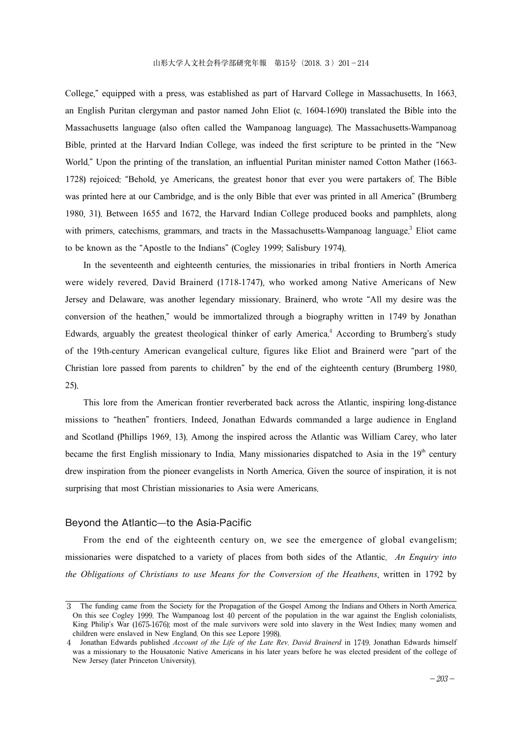College," equipped with a press, was established as part of Harvard College in Massachusetts. In 1663, an English Puritan clergyman and pastor named John Eliot (c. 1604-1690) translated the Bible into the Massachusetts language (also often called the Wampanoag language). The Massachusetts-Wampanoag Bible, printed at the Harvard Indian College, was indeed the first scripture to be printed in the "New World." Upon the printing of the translation, an influential Puritan minister named Cotton Mather (1663-1728) rejoiced: "Behold, ye Americans, the greatest honor that ever you were partakers of. The Bible was printed here at our Cambridge, and is the only Bible that ever was printed in all America" (Brumberg 1980, 31). Between 1655 and 1672, the Harvard Indian College produced books and pamphlets, along with primers, catechisms, grammars, and tracts in the Massachusetts-Wampanoag language.[3] Eliot came to be known as the "Apostle to the Indians" (Cogley 1999; Salisbury 1974).

In the seventeenth and eighteenth centuries, the missionaries in tribal frontiers in North America were widely revered. David Brainerd (1718-1747), who worked among Native Americans of New Jersey and Delaware, was another legendary missionary. Brainerd, who wrote "All my desire was the conversion of the heathen," would be immortalized through a biography written in 1749 by Jonathan Edwards, arguably the greatest theological thinker of early America.[4] According to Brumberg's study of the 19th-century American evangelical culture, figures like Eliot and Brainerd were "part of the Christian lore passed from parents to children" by the end of the eighteenth century (Brumberg 1980, 25).

This lore from the American frontier reverberated back across the Atlantic, inspiring long-distance missions to "heathen" frontiers. Indeed, Jonathan Edwards commanded a large audience in England and Scotland (Phillips 1969, 13). Among the inspired across the Atlantic was William Carey, who later became the first English missionary to India. Many missionaries dispatched to Asia in the 19th century drew inspiration from the pioneer evangelists in North America. Given the source of inspiration, it is not surprising that most Christian missionaries to Asia were Americans.

## Beyond the Atlantic—to the Asia-Pacific

From the end of the eighteenth century on, we see the emergence of global evangelism; missionaries were dispatched to a variety of places from both sides of the Atlantic. *An Enquiry into the Obligations of Christians to use Means for the Conversion of the Heathens*, written in 1792 by

---

3 The funding came from the Society for the Propagation of the Gospel Among the Indians and Others in North America. On this see Cogley 1999. The Wampanoag lost 40 percent of the population in the war against the English colonialists, King Philip's War (1675-1676); most of the male survivors were sold into slavery in the West Indies; many women and children were enslaved in New England. On this see Lepore 1998).

4 Jonathan Edwards published *Account of the Life of the Late Rev. David Brainerd* in 1749. Jonathan Edwards himself was a missionary to the Housatonic Native Americans in his later years before he was elected president of the college of New Jersey (later Princeton University).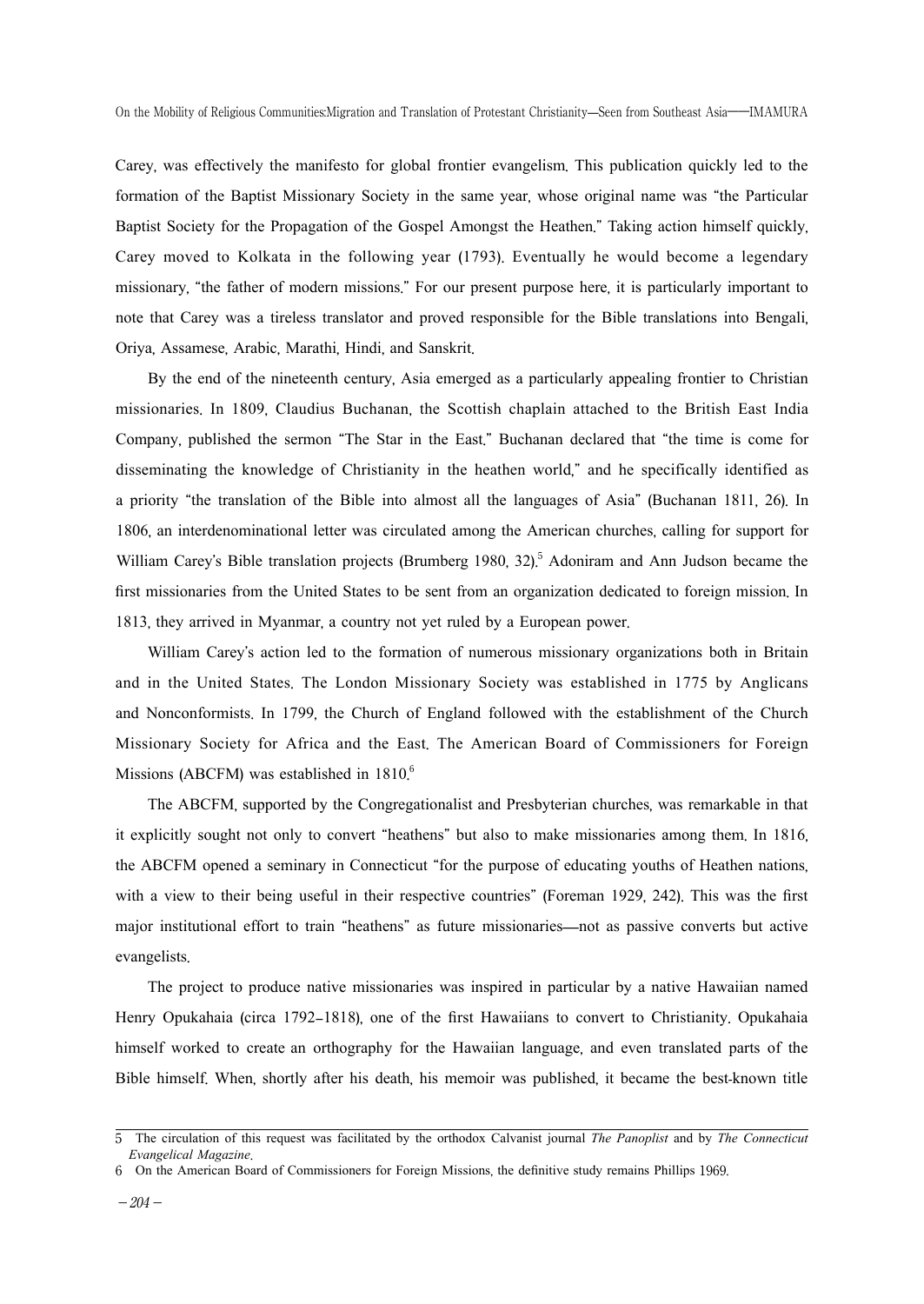Carey, was effectively the manifesto for global frontier evangelism. This publication quickly led to the formation of the Baptist Missionary Society in the same year, whose original name was "the Particular Baptist Society for the Propagation of the Gospel Amongst the Heathen." Taking action himself quickly, Carey moved to Kolkata in the following year (1793). Eventually he would become a legendary missionary, "the father of modern missions." For our present purpose here, it is particularly important to note that Carey was a tireless translator and proved responsible for the Bible translations into Bengali, Oriya, Assamese, Arabic, Marathi, Hindi, and Sanskrit.

By the end of the nineteenth century, Asia emerged as a particularly appealing frontier to Christian missionaries. In 1809, Claudius Buchanan, the Scottish chaplain attached to the British East India Company, published the sermon "The Star in the East." Buchanan declared that "the time is come for disseminating the knowledge of Christianity in the heathen world," and he specifically identified as a priority "the translation of the Bible into almost all the languages of Asia" (Buchanan 1811, 26). In 1806, an interdenominational letter was circulated among the American churches, calling for support for William Carey's Bible translation projects (Brumberg 1980, 32).[5] Adoniram and Ann Judson became the first missionaries from the United States to be sent from an organization dedicated to foreign mission. In 1813, they arrived in Myanmar, a country not yet ruled by a European power.

William Carey's action led to the formation of numerous missionary organizations both in Britain and in the United States. The London Missionary Society was established in 1775 by Anglicans and Nonconformists. In 1799, the Church of England followed with the establishment of the Church Missionary Society for Africa and the East. The American Board of Commissioners for Foreign Missions (ABCFM) was established in 1810.[6]

The ABCFM, supported by the Congregationalist and Presbyterian churches, was remarkable in that it explicitly sought not only to convert "heathens" but also to make missionaries among them. In 1816, the ABCFM opened a seminary in Connecticut "for the purpose of educating youths of Heathen nations, with a view to their being useful in their respective countries" (Foreman 1929, 242). This was the first major institutional effort to train "heathens" as future missionaries—not as passive converts but active evangelists.

The project to produce native missionaries was inspired in particular by a native Hawaiian named Henry Opukahaia (circa 1792–1818), one of the first Hawaiians to convert to Christianity. Opukahaia himself worked to create an orthography for the Hawaiian language, and even translated parts of the Bible himself. When, shortly after his death, his memoir was published, it became the best-known title

---

5 The circulation of this request was facilitated by the orthodox Calvanist journal *The Panoplist* and by *The Connecticut Evangelical Magazine*.

6 On the American Board of Commissioners for Foreign Missions, the definitive study remains Phillips 1969.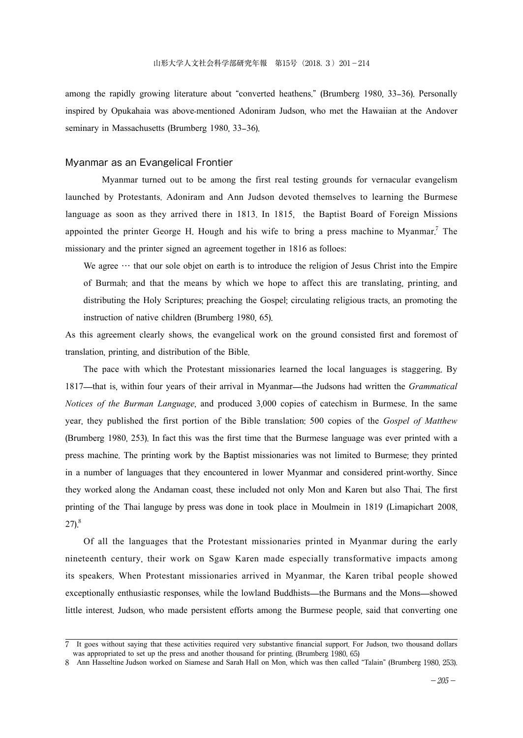among the rapidly growing literature about "converted heathens." (Brumberg 1980, 33–36). Personally inspired by Opukahaia was above-mentioned Adoniram Judson, who met the Hawaiian at the Andover seminary in Massachusetts (Brumberg 1980, 33–36).

## Myanmar as an Evangelical Frontier

Myanmar turned out to be among the first real testing grounds for vernacular evangelism launched by Protestants. Adoniram and Ann Judson devoted themselves to learning the Burmese language as soon as they arrived there in 1813. In 1815, the Baptist Board of Foreign Missions appointed the printer George H. Hough and his wife to bring a press machine to Myanmar.[7] The missionary and the printer signed an agreement together in 1816 as folloes:

> We agree … that our sole objet on earth is to introduce the religion of Jesus Christ into the Empire of Burmah; and that the means by which we hope to affect this are translating, printing, and distributing the Holy Scriptures; preaching the Gospel; circulating religious tracts, an promoting the instruction of native children (Brumberg 1980, 65).

As this agreement clearly shows, the evangelical work on the ground consisted first and foremost of translation, printing, and distribution of the Bible.

The pace with which the Protestant missionaries learned the local languages is staggering. By 1817—that is, within four years of their arrival in Myanmar—the Judsons had written the *Grammatical Notices of the Burman Language*, and produced 3,000 copies of catechism in Burmese. In the same year, they published the first portion of the Bible translation: 500 copies of the *Gospel of Matthew* (Brumberg 1980, 253). In fact this was the first time that the Burmese language was ever printed with a press machine. The printing work by the Baptist missionaries was not limited to Burmese; they printed in a number of languages that they encountered in lower Myanmar and considered print-worthy. Since they worked along the Andaman coast, these included not only Mon and Karen but also Thai. The first printing of the Thai languge by press was done in took place in Moulmein in 1819 (Limapichart 2008, 27).[8]

Of all the languages that the Protestant missionaries printed in Myanmar during the early nineteenth century, their work on Sgaw Karen made especially transformative impacts among its speakers. When Protestant missionaries arrived in Myanmar, the Karen tribal people showed exceptionally enthusiastic responses, while the lowland Buddhists—the Burmans and the Mons—showed little interest. Judson, who made persistent efforts among the Burmese people, said that converting one

---

7 It goes without saying that these activities required very substantive financial support. For Judson, two thousand dollars was appropriated to set up the press and another thousand for printing. (Brumberg 1980, 65)

8 Ann Hasseltine Judson worked on Siamese and Sarah Hall on Mon, which was then called "Talain" (Brumberg 1980, 253).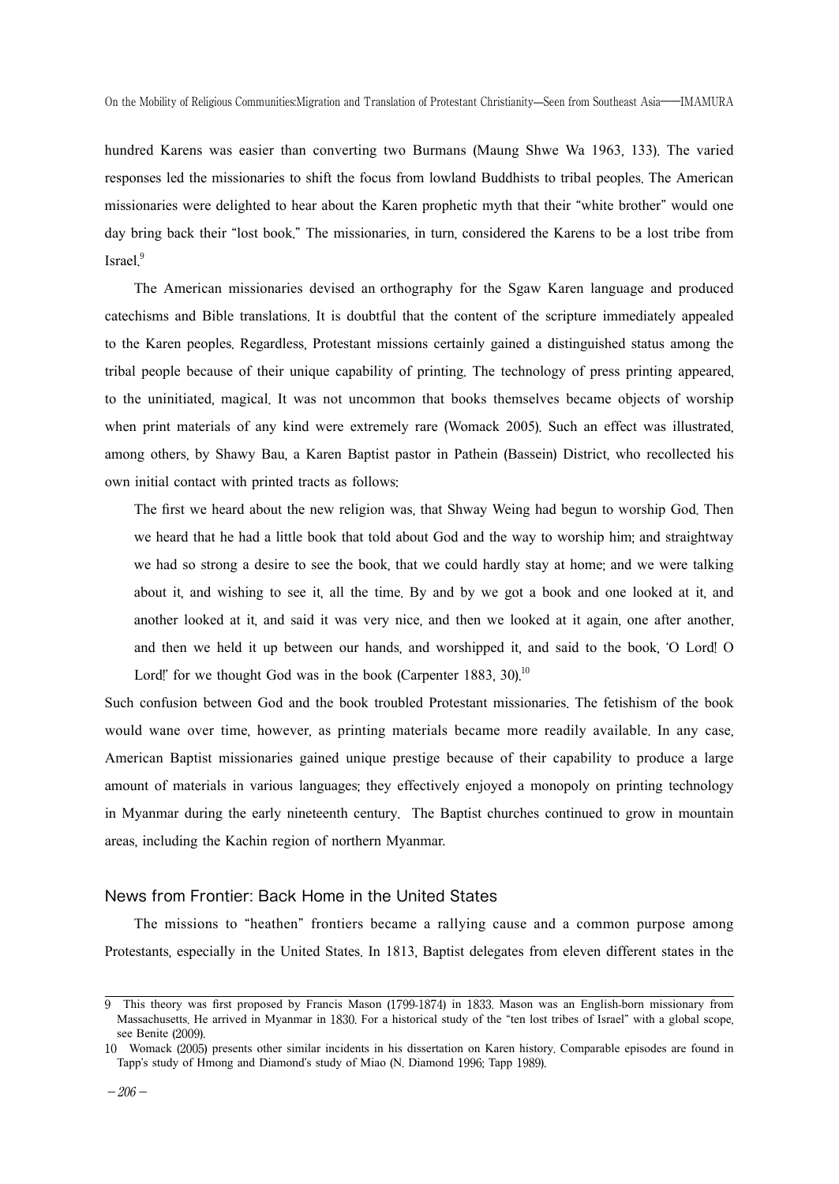hundred Karens was easier than converting two Burmans (Maung Shwe Wa 1963, 133). The varied responses led the missionaries to shift the focus from lowland Buddhists to tribal peoples. The American missionaries were delighted to hear about the Karen prophetic myth that their "white brother" would one day bring back their "lost book." The missionaries, in turn, considered the Karens to be a lost tribe from Israel.[9]

The American missionaries devised an orthography for the Sgaw Karen language and produced catechisms and Bible translations. It is doubtful that the content of the scripture immediately appealed to the Karen peoples. Regardless, Protestant missions certainly gained a distinguished status among the tribal people because of their unique capability of printing. The technology of press printing appeared, to the uninitiated, magical. It was not uncommon that books themselves became objects of worship when print materials of any kind were extremely rare (Womack 2005). Such an effect was illustrated, among others, by Shawy Bau, a Karen Baptist pastor in Pathein (Bassein) District, who recollected his own initial contact with printed tracts as follows:

> The first we heard about the new religion was, that Shway Weing had begun to worship God. Then we heard that he had a little book that told about God and the way to worship him; and straightway we had so strong a desire to see the book, that we could hardly stay at home; and we were talking about it, and wishing to see it, all the time. By and by we got a book and one looked at it, and another looked at it, and said it was very nice, and then we looked at it again, one after another, and then we held it up between our hands, and worshipped it, and said to the book, 'O Lord! O Lord!' for we thought God was in the book (Carpenter 1883, 30).[10]

Such confusion between God and the book troubled Protestant missionaries. The fetishism of the book would wane over time, however, as printing materials became more readily available. In any case, American Baptist missionaries gained unique prestige because of their capability to produce a large amount of materials in various languages; they effectively enjoyed a monopoly on printing technology in Myanmar during the early nineteenth century. The Baptist churches continued to grow in mountain areas, including the Kachin region of northern Myanmar.

## News from Frontier: Back Home in the United States

The missions to "heathen" frontiers became a rallying cause and a common purpose among Protestants, especially in the United States. In 1813, Baptist delegates from eleven different states in the

---

9 This theory was first proposed by Francis Mason (1799-1874) in 1833. Mason was an English-born missionary from Massachusetts. He arrived in Myanmar in 1830. For a historical study of the "ten lost tribes of Israel" with a global scope, see Benite (2009).

10 Womack (2005) presents other similar incidents in his dissertation on Karen history. Comparable episodes are found in Tapp's study of Hmong and Diamond's study of Miao (N. Diamond 1996; Tapp 1989).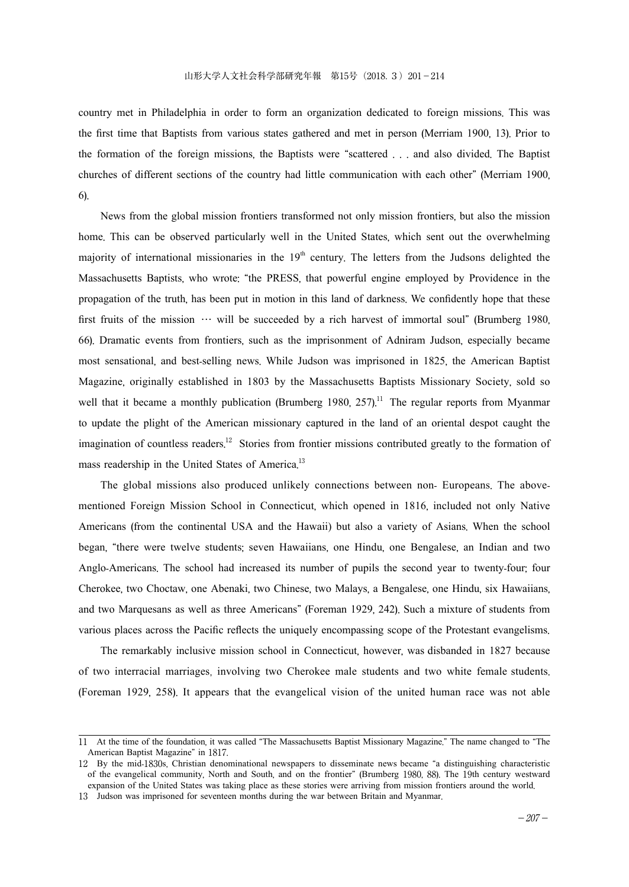country met in Philadelphia in order to form an organization dedicated to foreign missions. This was the first time that Baptists from various states gathered and met in person (Merriam 1900, 13). Prior to the formation of the foreign missions, the Baptists were "scattered . . . and also divided. The Baptist churches of different sections of the country had little communication with each other" (Merriam 1900, 6).

News from the global mission frontiers transformed not only mission frontiers, but also the mission home. This can be observed particularly well in the United States, which sent out the overwhelming majority of international missionaries in the 19th century. The letters from the Judsons delighted the Massachusetts Baptists, who wrote: "the PRESS, that powerful engine employed by Providence in the propagation of the truth, has been put in motion in this land of darkness. We confidently hope that these first fruits of the mission … will be succeeded by a rich harvest of immortal soul" (Brumberg 1980, 66). Dramatic events from frontiers, such as the imprisonment of Adniram Judson, especially became most sensational, and best-selling news. While Judson was imprisoned in 1825, the American Baptist Magazine, originally established in 1803 by the Massachusetts Baptists Missionary Society, sold so well that it became a monthly publication (Brumberg 1980, 257).[11] The regular reports from Myanmar to update the plight of the American missionary captured in the land of an oriental despot caught the imagination of countless readers.[12] Stories from frontier missions contributed greatly to the formation of mass readership in the United States of America.[13]

The global missions also produced unlikely connections between non- Europeans. The above-mentioned Foreign Mission School in Connecticut, which opened in 1816, included not only Native Americans (from the continental USA and the Hawaii) but also a variety of Asians. When the school began, "there were twelve students; seven Hawaiians, one Hindu, one Bengalese, an Indian and two Anglo-Americans. The school had increased its number of pupils the second year to twenty-four; four Cherokee, two Choctaw, one Abenaki, two Chinese, two Malays, a Bengalese, one Hindu, six Hawaiians, and two Marquesans as well as three Americans" (Foreman 1929, 242). Such a mixture of students from various places across the Pacific reflects the uniquely encompassing scope of the Protestant evangelisms.

The remarkably inclusive mission school in Connecticut, however, was disbanded in 1827 because of two interracial marriages, involving two Cherokee male students and two white female students. (Foreman 1929, 258). It appears that the evangelical vision of the united human race was not able

---

11 At the time of the foundation, it was called "The Massachusetts Baptist Missionary Magazine." The name changed to "The American Baptist Magazine" in 1817.

12 By the mid-1830s, Christian denominational newspapers to disseminate news became "a distinguishing characteristic of the evangelical community, North and South, and on the frontier" (Brumberg 1980, 88). The 19th century westward expansion of the United States was taking place as these stories were arriving from mission frontiers around the world.

13 Judson was imprisoned for seventeen months during the war between Britain and Myanmar.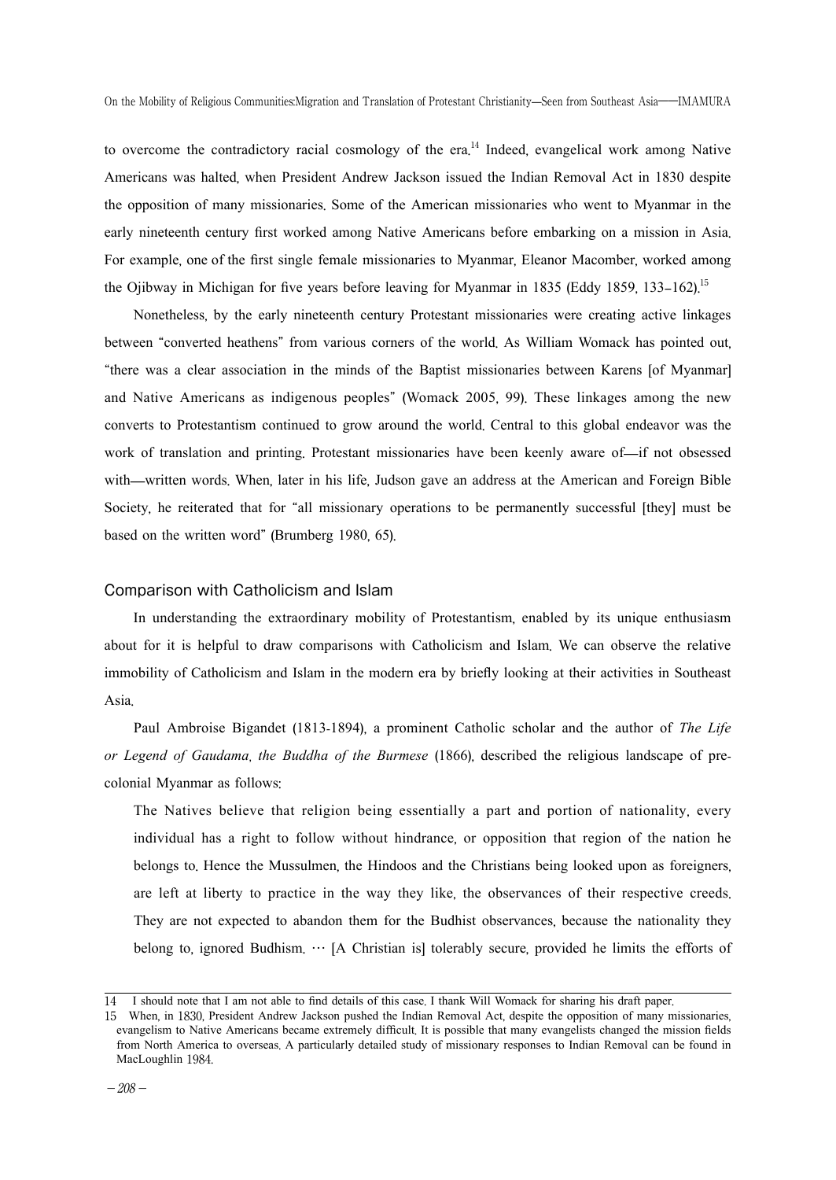to overcome the contradictory racial cosmology of the era.[14] Indeed, evangelical work among Native Americans was halted, when President Andrew Jackson issued the Indian Removal Act in 1830 despite the opposition of many missionaries. Some of the American missionaries who went to Myanmar in the early nineteenth century first worked among Native Americans before embarking on a mission in Asia. For example, one of the first single female missionaries to Myanmar, Eleanor Macomber, worked among the Ojibway in Michigan for five years before leaving for Myanmar in 1835 (Eddy 1859, 133–162).[15]

Nonetheless, by the early nineteenth century Protestant missionaries were creating active linkages between "converted heathens" from various corners of the world. As William Womack has pointed out, "there was a clear association in the minds of the Baptist missionaries between Karens [of Myanmar] and Native Americans as indigenous peoples" (Womack 2005, 99). These linkages among the new converts to Protestantism continued to grow around the world. Central to this global endeavor was the work of translation and printing. Protestant missionaries have been keenly aware of—if not obsessed with—written words. When, later in his life, Judson gave an address at the American and Foreign Bible Society, he reiterated that for "all missionary operations to be permanently successful [they] must be based on the written word" (Brumberg 1980, 65).

## Comparison with Catholicism and Islam

In understanding the extraordinary mobility of Protestantism, enabled by its unique enthusiasm about for it is helpful to draw comparisons with Catholicism and Islam. We can observe the relative immobility of Catholicism and Islam in the modern era by briefly looking at their activities in Southeast Asia.

Paul Ambroise Bigandet (1813-1894), a prominent Catholic scholar and the author of *The Life or Legend of Gaudama, the Buddha of the Burmese* (1866), described the religious landscape of pre-colonial Myanmar as follows:

> The Natives believe that religion being essentially a part and portion of nationality, every individual has a right to follow without hindrance, or opposition that region of the nation he belongs to. Hence the Mussulmen, the Hindoos and the Christians being looked upon as foreigners, are left at liberty to practice in the way they like, the observances of their respective creeds. They are not expected to abandon them for the Budhist observances, because the nationality they belong to, ignored Budhism. … [A Christian is] tolerably secure, provided he limits the efforts of

---

14 I should note that I am not able to find details of this case. I thank Will Womack for sharing his draft paper.

15 When, in 1830, President Andrew Jackson pushed the Indian Removal Act, despite the opposition of many missionaries, evangelism to Native Americans became extremely difficult. It is possible that many evangelists changed the mission fields from North America to overseas. A particularly detailed study of missionary responses to Indian Removal can be found in MacLoughlin 1984.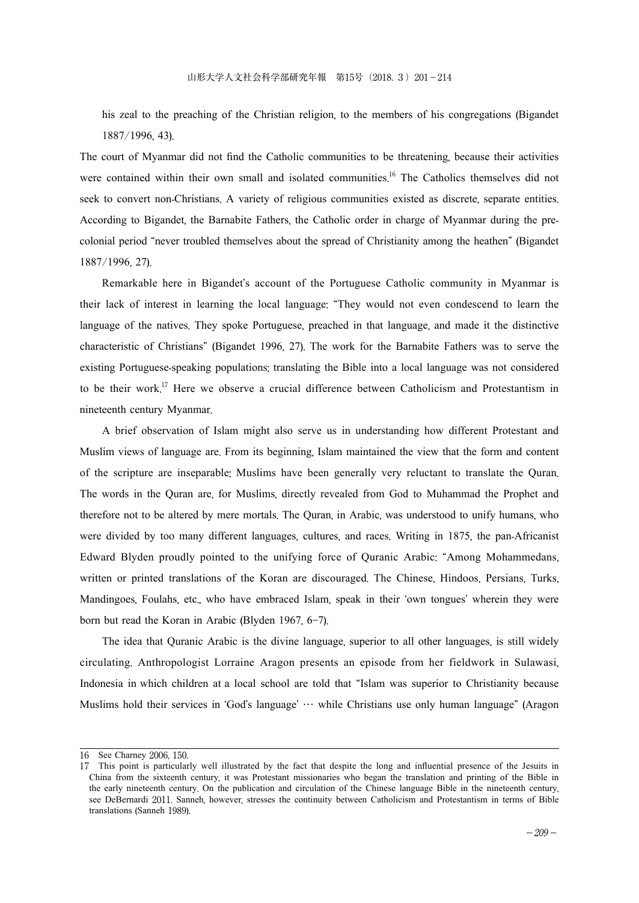his zeal to the preaching of the Christian religion, to the members of his congregations (Bigandet 1887/1996, 43).

The court of Myanmar did not find the Catholic communities to be threatening, because their activities were contained within their own small and isolated communities.[16] The Catholics themselves did not seek to convert non-Christians. A variety of religious communities existed as discrete, separate entities. According to Bigandet, the Barnabite Fathers, the Catholic order in charge of Myanmar during the pre-colonial period "never troubled themselves about the spread of Christianity among the heathen" (Bigandet 1887/1996, 27).

Remarkable here in Bigandet's account of the Portuguese Catholic community in Myanmar is their lack of interest in learning the local language: "They would not even condescend to learn the language of the natives. They spoke Portuguese, preached in that language, and made it the distinctive characteristic of Christians" (Bigandet 1996, 27). The work for the Barnabite Fathers was to serve the existing Portuguese-speaking populations; translating the Bible into a local language was not considered to be their work.[17] Here we observe a crucial difference between Catholicism and Protestantism in nineteenth century Myanmar.

A brief observation of Islam might also serve us in understanding how different Protestant and Muslim views of language are. From its beginning, Islam maintained the view that the form and content of the scripture are inseparable; Muslims have been generally very reluctant to translate the Quran. The words in the Quran are, for Muslims, directly revealed from God to Muhammad the Prophet and therefore not to be altered by mere mortals. The Quran, in Arabic, was understood to unify humans, who were divided by too many different languages, cultures, and races. Writing in 1875, the pan-Africanist Edward Blyden proudly pointed to the unifying force of Quranic Arabic: "Among Mohammedans, written or printed translations of the Koran are discouraged. The Chinese, Hindoos, Persians, Turks, Mandingoes, Foulahs, etc., who have embraced Islam, speak in their 'own tongues' wherein they were born but read the Koran in Arabic (Blyden 1967, 6-7).

The idea that Quranic Arabic is the divine language, superior to all other languages, is still widely circulating. Anthropologist Lorraine Aragon presents an episode from her fieldwork in Sulawasi, Indonesia in which children at a local school are told that "Islam was superior to Christianity because Muslims hold their services in 'God's language' … while Christians use only human language" (Aragon

---

16 See Charney 2006, 150.

17 This point is particularly well illustrated by the fact that despite the long and influential presence of the Jesuits in China from the sixteenth century, it was Protestant missionaries who began the translation and printing of the Bible in the early nineteenth century. On the publication and circulation of the Chinese language Bible in the nineteenth century, see DeBernardi 2011. Sanneh, however, stresses the continuity between Catholicism and Protestantism in terms of Bible translations (Sanneh 1989).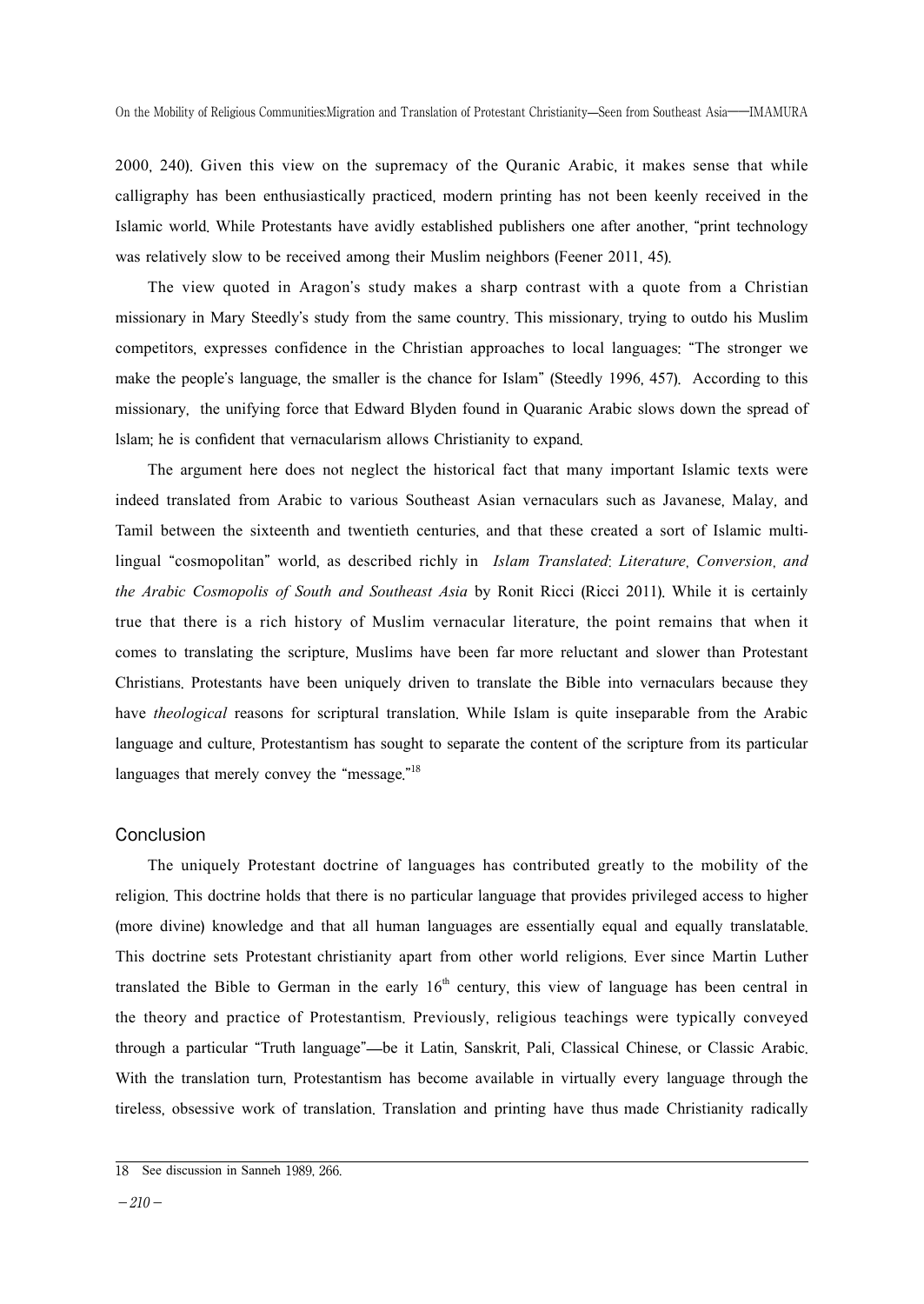2000, 240). Given this view on the supremacy of the Quranic Arabic, it makes sense that while calligraphy has been enthusiastically practiced, modern printing has not been keenly received in the Islamic world. While Protestants have avidly established publishers one after another, "print technology was relatively slow to be received among their Muslim neighbors (Feener 2011, 45).

The view quoted in Aragon's study makes a sharp contrast with a quote from a Christian missionary in Mary Steedly's study from the same country. This missionary, trying to outdo his Muslim competitors, expresses confidence in the Christian approaches to local languages: "The stronger we make the people's language, the smaller is the chance for Islam" (Steedly 1996, 457). According to this missionary, the unifying force that Edward Blyden found in Quaranic Arabic slows down the spread of lslam; he is confident that vernacularism allows Christianity to expand.

The argument here does not neglect the historical fact that many important Islamic texts were indeed translated from Arabic to various Southeast Asian vernaculars such as Javanese, Malay, and Tamil between the sixteenth and twentieth centuries, and that these created a sort of Islamic multi-lingual "cosmopolitan" world, as described richly in *Islam Translated: Literature, Conversion, and the Arabic Cosmopolis of South and Southeast Asia* by Ronit Ricci (Ricci 2011). While it is certainly true that there is a rich history of Muslim vernacular literature, the point remains that when it comes to translating the scripture, Muslims have been far more reluctant and slower than Protestant Christians. Protestants have been uniquely driven to translate the Bible into vernaculars because they have *theological* reasons for scriptural translation. While Islam is quite inseparable from the Arabic language and culture, Protestantism has sought to separate the content of the scripture from its particular languages that merely convey the "message."[18]

## Conclusion

The uniquely Protestant doctrine of languages has contributed greatly to the mobility of the religion. This doctrine holds that there is no particular language that provides privileged access to higher (more divine) knowledge and that all human languages are essentially equal and equally translatable. This doctrine sets Protestant christianity apart from other world religions. Ever since Martin Luther translated the Bible to German in the early 16th century, this view of language has been central in the theory and practice of Protestantism. Previously, religious teachings were typically conveyed through a particular "Truth language"—be it Latin, Sanskrit, Pali, Classical Chinese, or Classic Arabic. With the translation turn, Protestantism has become available in virtually every language through the tireless, obsessive work of translation. Translation and printing have thus made Christianity radically

18 See discussion in Sanneh 1989, 266.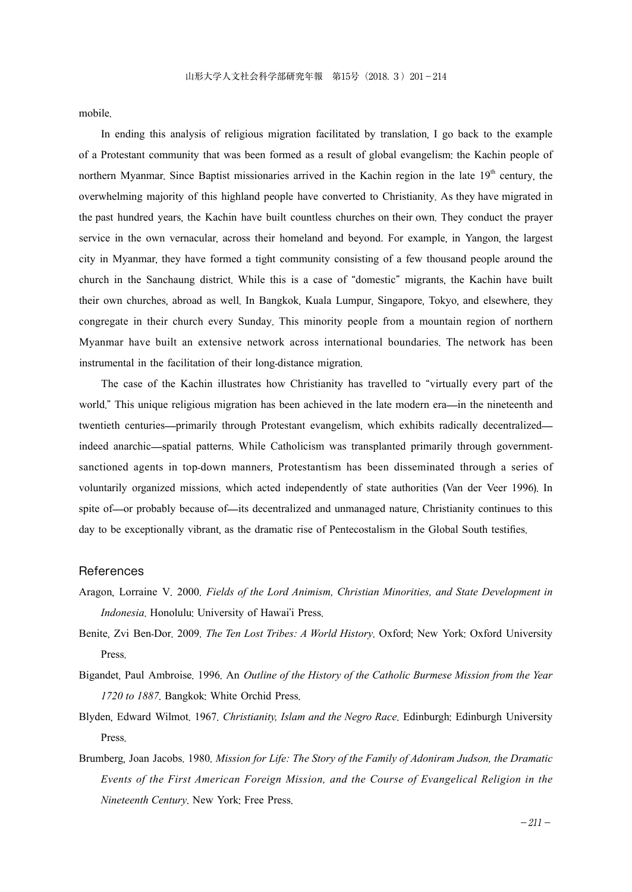mobile.

In ending this analysis of religious migration facilitated by translation, I go back to the example of a Protestant community that was been formed as a result of global evangelism: the Kachin people of northern Myanmar. Since Baptist missionaries arrived in the Kachin region in the late 19th century, the overwhelming majority of this highland people have converted to Christianity. As they have migrated in the past hundred years, the Kachin have built countless churches on their own. They conduct the prayer service in the own vernacular, across their homeland and beyond. For example, in Yangon, the largest city in Myanmar, they have formed a tight community consisting of a few thousand people around the church in the Sanchaung district. While this is a case of "domestic" migrants, the Kachin have built their own churches, abroad as well. In Bangkok, Kuala Lumpur, Singapore, Tokyo, and elsewhere, they congregate in their church every Sunday. This minority people from a mountain region of northern Myanmar have built an extensive network across international boundaries. The network has been instrumental in the facilitation of their long-distance migration.

The case of the Kachin illustrates how Christianity has travelled to "virtually every part of the world." This unique religious migration has been achieved in the late modern era—in the nineteenth and twentieth centuries—primarily through Protestant evangelism, which exhibits radically decentralized—indeed anarchic—spatial patterns. While Catholicism was transplanted primarily through government-sanctioned agents in top-down manners, Protestantism has been disseminated through a series of voluntarily organized missions, which acted independently of state authorities (Van der Veer 1996). In spite of—or probably because of—its decentralized and unmanaged nature, Christianity continues to this day to be exceptionally vibrant, as the dramatic rise of Pentecostalism in the Global South testifies.

## References

Aragon, Lorraine V. 2000. *Fields of the Lord Animism, Christian Minorities, and State Development in Indonesia*. Honolulu: University of Hawai'i Press.

Benite, Zvi Ben-Dor. 2009. *The Ten Lost Tribes: A World History*. Oxford; New York: Oxford University Press.

Bigandet, Paul Ambroise. 1996. An *Outline of the History of the Catholic Burmese Mission from the Year 1720 to 1887*. Bangkok: White Orchid Press.

Blyden, Edward Wilmot. 1967. *Christianity, Islam and the Negro Race*. Edinburgh: Edinburgh University Press.

Brumberg, Joan Jacobs. 1980. *Mission for Life: The Story of the Family of Adoniram Judson, the Dramatic Events of the First American Foreign Mission, and the Course of Evangelical Religion in the Nineteenth Century*. New York: Free Press.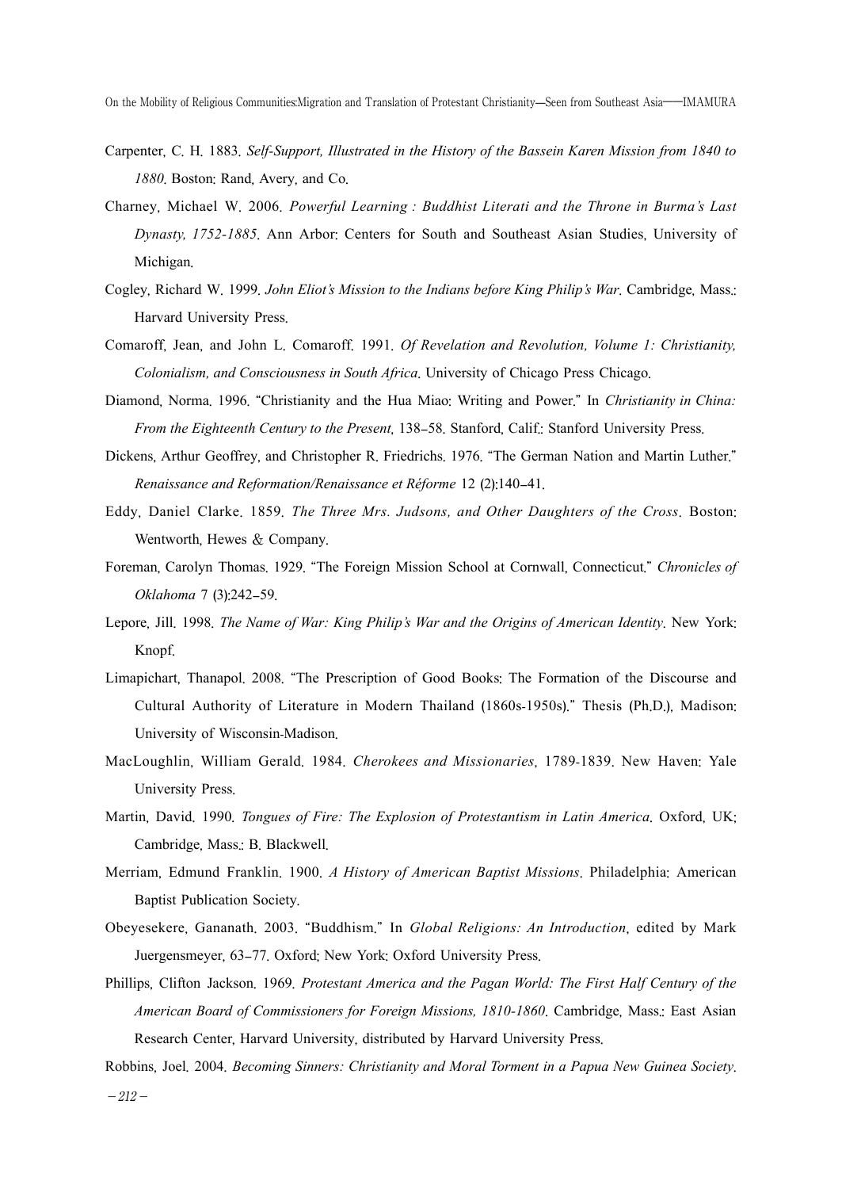Carpenter, C. H. 1883. *Self-Support, Illustrated in the History of the Bassein Karen Mission from 1840 to 1880*. Boston: Rand, Avery, and Co.

Charney, Michael W. 2006. *Powerful Learning : Buddhist Literati and the Throne in Burma's Last Dynasty, 1752-1885*. Ann Arbor: Centers for South and Southeast Asian Studies, University of Michigan.

Cogley, Richard W. 1999. *John Eliot's Mission to the Indians before King Philip's War*. Cambridge, Mass.: Harvard University Press.

Comaroff, Jean, and John L. Comaroff. 1991. *Of Revelation and Revolution, Volume 1: Christianity, Colonialism, and Consciousness in South Africa*. University of Chicago Press Chicago.

Diamond, Norma. 1996. "Christianity and the Hua Miao: Writing and Power." In *Christianity in China: From the Eighteenth Century to the Present*, 138–58. Stanford, Calif.: Stanford University Press.

Dickens, Arthur Geoffrey, and Christopher R. Friedrichs. 1976. "The German Nation and Martin Luther." *Renaissance and Reformation/Renaissance et Réforme* 12 (2):140–41.

Eddy, Daniel Clarke. 1859. *The Three Mrs. Judsons, and Other Daughters of the Cross*. Boston: Wentworth, Hewes & Company.

Foreman, Carolyn Thomas. 1929. "The Foreign Mission School at Cornwall, Connecticut." *Chronicles of Oklahoma* 7 (3):242–59.

Lepore, Jill. 1998. *The Name of War: King Philip's War and the Origins of American Identity*. New York: Knopf.

Limapichart, Thanapol. 2008. "The Prescription of Good Books: The Formation of the Discourse and Cultural Authority of Literature in Modern Thailand (1860s-1950s)." Thesis (Ph.D.), Madison: University of Wisconsin-Madison.

MacLoughlin, William Gerald. 1984. *Cherokees and Missionaries*, 1789-1839. New Haven: Yale University Press.

Martin, David. 1990. *Tongues of Fire: The Explosion of Protestantism in Latin America*. Oxford, UK; Cambridge, Mass.: B. Blackwell.

Merriam, Edmund Franklin. 1900. *A History of American Baptist Missions*. Philadelphia: American Baptist Publication Society.

Obeyesekere, Gananath. 2003. "Buddhism." In *Global Religions: An Introduction*, edited by Mark Juergensmeyer, 63–77. Oxford; New York: Oxford University Press.

Phillips, Clifton Jackson. 1969. *Protestant America and the Pagan World: The First Half Century of the American Board of Commissioners for Foreign Missions, 1810-1860*. Cambridge, Mass.: East Asian Research Center, Harvard University, distributed by Harvard University Press.

Robbins, Joel. 2004. *Becoming Sinners: Christianity and Moral Torment in a Papua New Guinea Society*.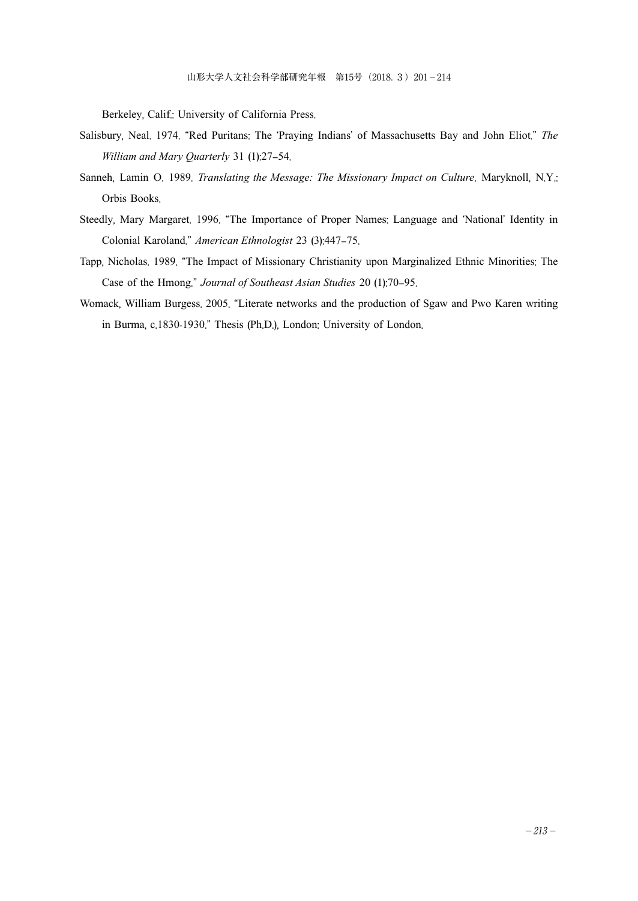Berkeley, Calif.: University of California Press.

Salisbury, Neal. 1974. "Red Puritans: The 'Praying Indians' of Massachusetts Bay and John Eliot." *The William and Mary Quarterly* 31 (1):27–54.

Sanneh, Lamin O. 1989. *Translating the Message: The Missionary Impact on Culture*. Maryknoll, N.Y.: Orbis Books.

Steedly, Mary Margaret. 1996. "The Importance of Proper Names: Language and 'National' Identity in Colonial Karoland." *American Ethnologist* 23 (3):447–75.

Tapp, Nicholas. 1989. "The Impact of Missionary Christianity upon Marginalized Ethnic Minorities: The Case of the Hmong." *Journal of Southeast Asian Studies* 20 (1):70–95.

Womack, William Burgess. 2005. "Literate networks and the production of Sgaw and Pwo Karen writing in Burma, c.1830-1930." Thesis (Ph.D.), London: University of London.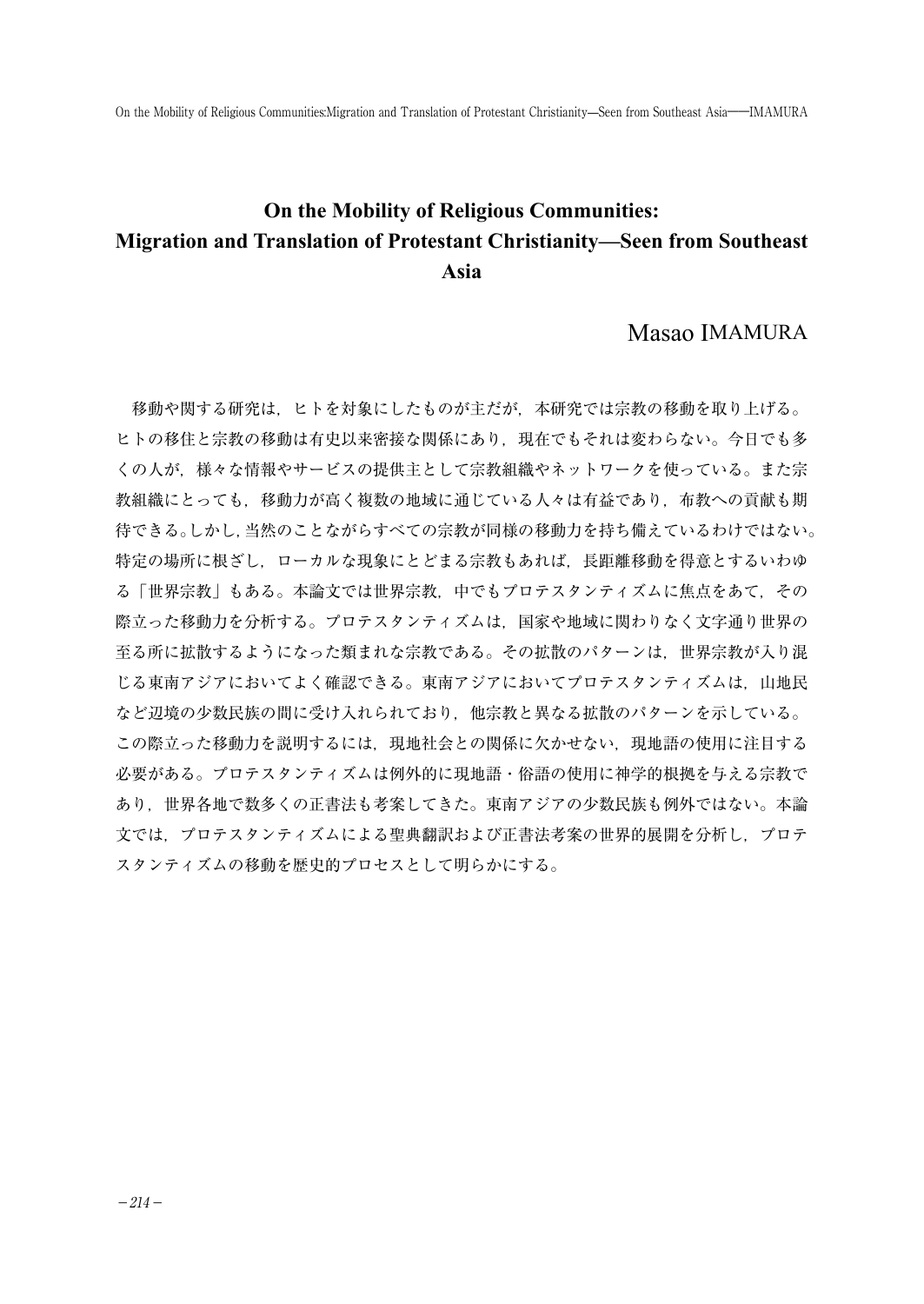# On the Mobility of Religious Communities: Migration and Translation of Protestant Christianity—Seen from Southeast Asia

Masao IMAMURA

移動や関する研究は，ヒトを対象にしたものが主だが，本研究では宗教の移動を取り上げる。ヒトの移住と宗教の移動は有史以来密接な関係にあり，現在でもそれは変わらない。今日でも多くの人が，様々な情報やサービスの提供主として宗教組織やネットワークを使っている。また宗教組織にとっても，移動力が高く複数の地域に通じている人々は有益であり，布教への貢献も期待できる。しかし，当然のことながらすべての宗教が同様の移動力を持ち備えているわけではない。特定の場所に根ざし，ローカルな現象にとどまる宗教もあれば，長距離移動を得意とするいわゆる「世界宗教」もある。本論文では世界宗教，中でもプロテスタンティズムに焦点をあて，その際立った移動力を分析する。プロテスタンティズムは，国家や地域に関わりなく文字通り世界の至る所に拡散するようになった類まれな宗教である。その拡散のパターンは，世界宗教が入り混じる東南アジアにおいてよく確認できる。東南アジアにおいてプロテスタンティズムは，山地民など辺境の少数民族の間に受け入れられており，他宗教と異なる拡散のパターンを示している。この際立った移動力を説明するには，現地社会との関係に欠かせない，現地語の使用に注目する必要がある。プロテスタンティズムは例外的に現地語・俗語の使用に神学的根拠を与える宗教であり，世界各地で数多くの正書法も考案してきた。東南アジアの少数民族も例外ではない。本論文では，プロテスタンティズムによる聖典翻訳および正書法考案の世界的展開を分析し，プロテスタンティズムの移動を歴史的プロセスとして明らかにする。